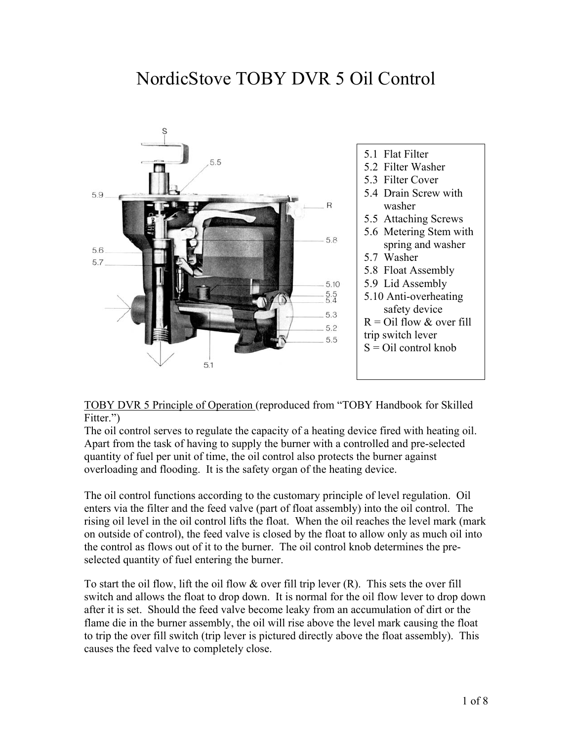# NordicStove TOBY DVR 5 Oil Control

- 5.1 Flat Filter
- 5.2 Filter Washer
- 5.3 Filter Cover
- 5.4 Drain Screw with washer
- 5.5 Attaching Screws
- 5.6 Metering Stem with spring and washer
- 5.7 Washer
- 5.8 Float Assembly
- 5.9 Lid Assembly
- 5.10 Anti-overheating safety device
- R = Oil flow & over fill trip switch lever
- S = Oil control knob

<u>TOBY DVR 5 Principle of Operation</u> (reproduced from "TOBY Handbook for Skilled Fitter.")

The oil control serves to regulate the capacity of a heating device fired with heating oil. Apart from the task of having to supply the burner with a controlled and pre-selected quantity of fuel per unit of time, the oil control also protects the burner against overloading and flooding. It is the safety organ of the heating device.

The oil control functions according to the customary principle of level regulation. Oil enters via the filter and the feed valve (part of float assembly) into the oil control. The rising oil level in the oil control lifts the float. When the oil reaches the level mark (mark on outside of control), the feed valve is closed by the float to allow only as much oil into the control as flows out of it to the burner. The oil control knob determines the pre-selected quantity of fuel entering the burner.

To start the oil flow, lift the oil flow & over fill trip lever (R). This sets the over fill switch and allows the float to drop down. It is normal for the oil flow lever to drop down after it is set. Should the feed valve become leaky from an accumulation of dirt or the flame die in the burner assembly, the oil will rise above the level mark causing the float to trip the over fill switch (trip lever is pictured directly above the float assembly). This causes the feed valve to completely close.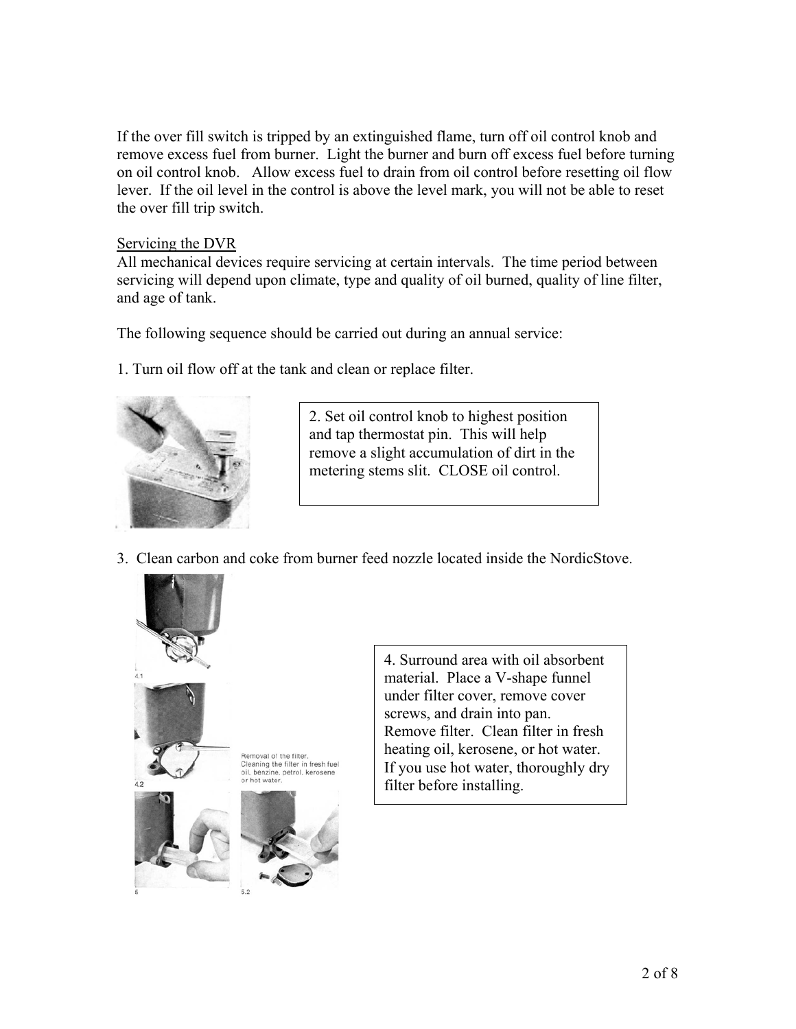If the over fill switch is tripped by an extinguished flame, turn off oil control knob and remove excess fuel from burner. Light the burner and burn off excess fuel before turning on oil control knob. Allow excess fuel to drain from oil control before resetting oil flow lever. If the oil level in the control is above the level mark, you will not be able to reset the over fill trip switch.

<u>Servicing the DVR</u>

All mechanical devices require servicing at certain intervals. The time period between servicing will depend upon climate, type and quality of oil burned, quality of line filter, and age of tank.

The following sequence should be carried out during an annual service:

1. Turn oil flow off at the tank and clean or replace filter.

2. Set oil control knob to highest position and tap thermostat pin. This will help remove a slight accumulation of dirt in the metering stems slit. CLOSE oil control.

3. Clean carbon and coke from burner feed nozzle located inside the NordicStove.

4.1

4.2

Removal of the filter.
Cleaning the filter in fresh fuel oil, benzine, petrol, kerosene or hot water.

5

5.2

4. Surround area with oil absorbent material. Place a V-shape funnel under filter cover, remove cover screws, and drain into pan. Remove filter. Clean filter in fresh heating oil, kerosene, or hot water. If you use hot water, thoroughly dry filter before installing.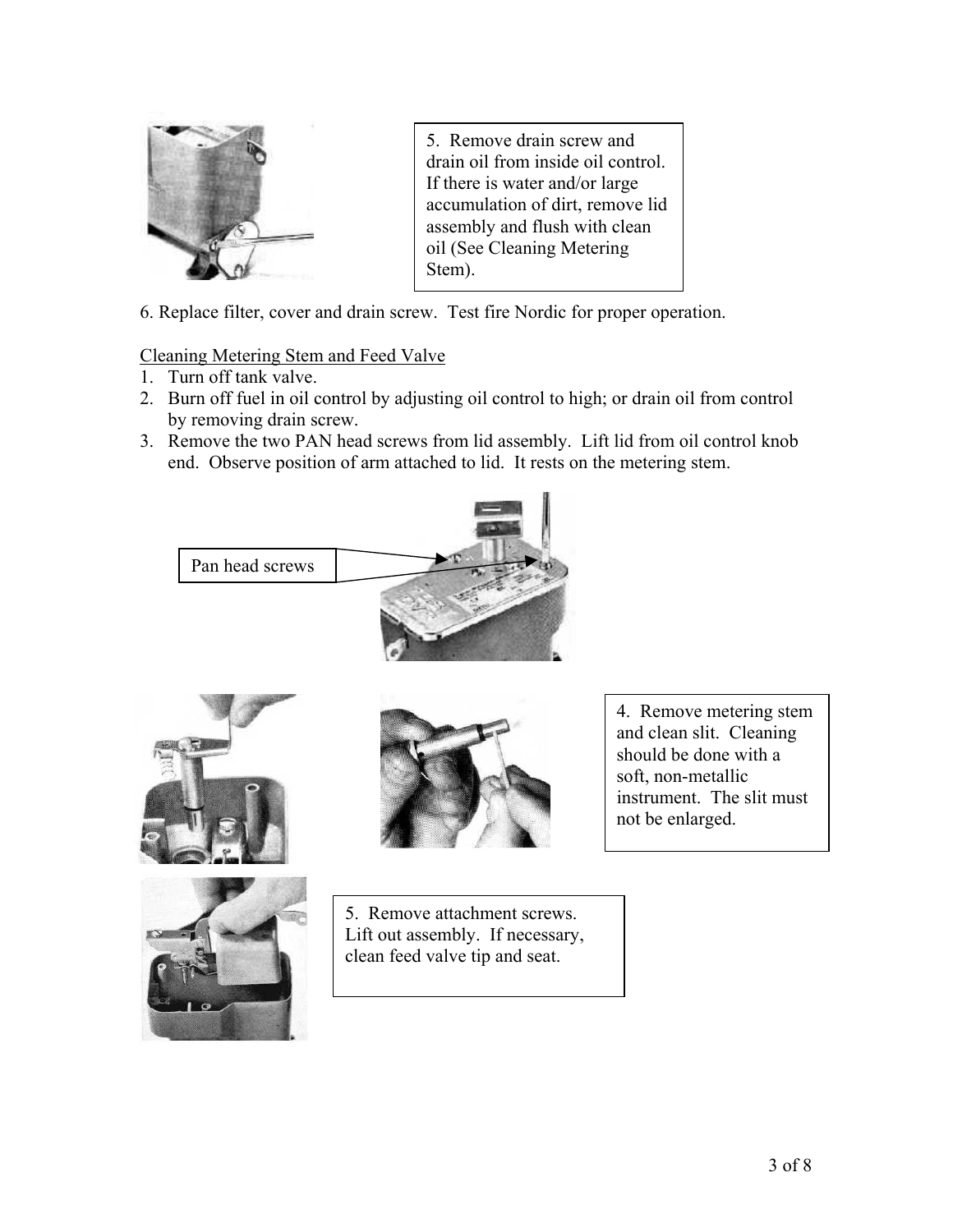5. Remove drain screw and drain oil from inside oil control. If there is water and/or large accumulation of dirt, remove lid assembly and flush with clean oil (See Cleaning Metering Stem).

6. Replace filter, cover and drain screw. Test fire Nordic for proper operation.

<u>Cleaning Metering Stem and Feed Valve</u>

1. Turn off tank valve.
2. Burn off fuel in oil control by adjusting oil control to high; or drain oil from control by removing drain screw.
3. Remove the two PAN head screws from lid assembly. Lift lid from oil control knob end. Observe position of arm attached to lid. It rests on the metering stem.

Pan head screws

4. Remove metering stem and clean slit. Cleaning should be done with a soft, non-metallic instrument. The slit must not be enlarged.

5. Remove attachment screws. Lift out assembly. If necessary, clean feed valve tip and seat.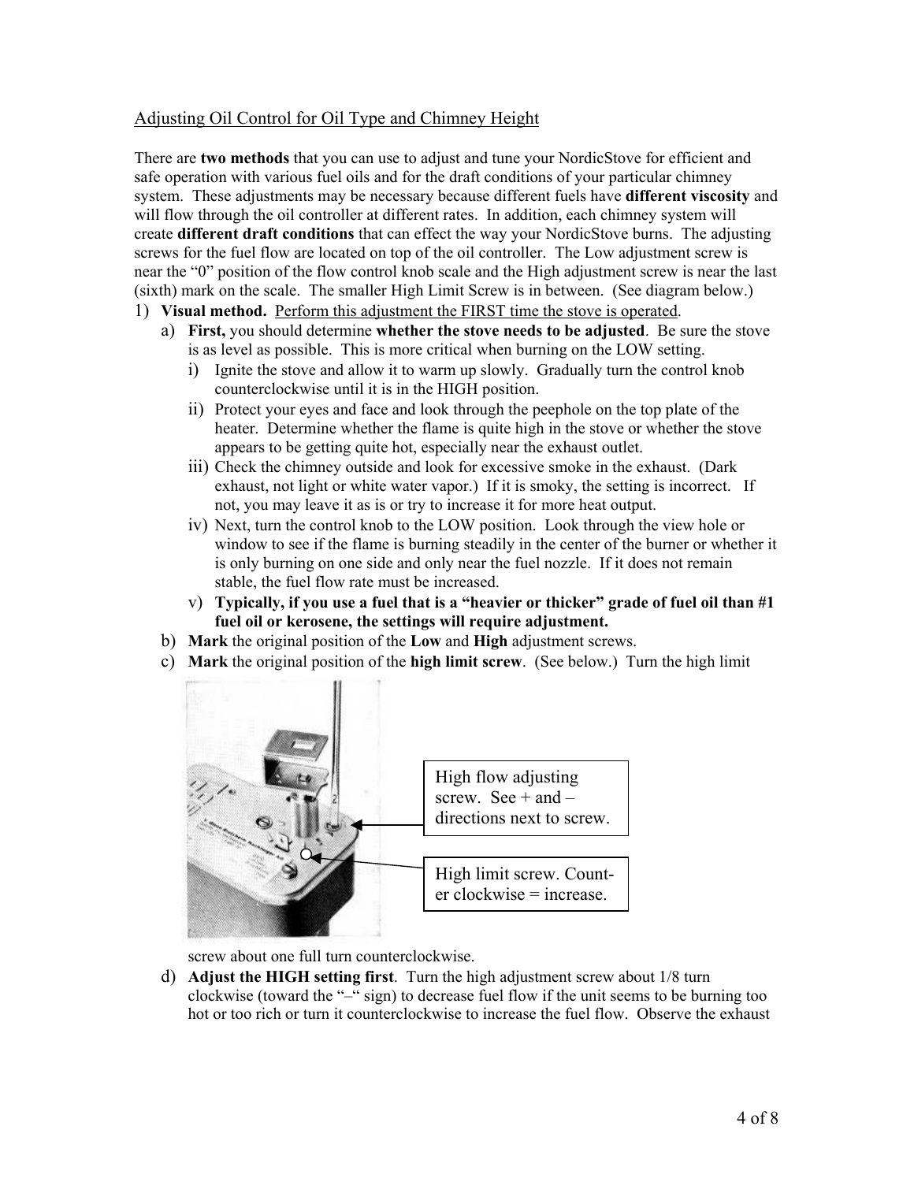## Adjusting Oil Control for Oil Type and Chimney Height

There are **two methods** that you can use to adjust and tune your NordicStove for efficient and safe operation with various fuel oils and for the draft conditions of your particular chimney system. These adjustments may be necessary because different fuels have **different viscosity** and will flow through the oil controller at different rates. In addition, each chimney system will create **different draft conditions** that can effect the way your NordicStove burns. The adjusting screws for the fuel flow are located on top of the oil controller. The Low adjustment screw is near the "0" position of the flow control knob scale and the High adjustment screw is near the last (sixth) mark on the scale. The smaller High Limit Screw is in between. (See diagram below.)

1) **Visual method.** Perform this adjustment the FIRST time the stove is operated.
   a) **First,** you should determine **whether the stove needs to be adjusted**. Be sure the stove is as level as possible. This is more critical when burning on the LOW setting.
      i) Ignite the stove and allow it to warm up slowly. Gradually turn the control knob counterclockwise until it is in the HIGH position.
      ii) Protect your eyes and face and look through the peephole on the top plate of the heater. Determine whether the flame is quite high in the stove or whether the stove appears to be getting quite hot, especially near the exhaust outlet.
      iii) Check the chimney outside and look for excessive smoke in the exhaust. (Dark exhaust, not light or white water vapor.) If it is smoky, the setting is incorrect. If not, you may leave it as is or try to increase it for more heat output.
      iv) Next, turn the control knob to the LOW position. Look through the view hole or window to see if the flame is burning steadily in the center of the burner or whether it is only burning on one side and only near the fuel nozzle. If it does not remain stable, the fuel flow rate must be increased.
      v) **Typically, if you use a fuel that is a "heavier or thicker" grade of fuel oil than #1 fuel oil or kerosene, the settings will require adjustment.**
   b) **Mark** the original position of the **Low** and **High** adjustment screws.
   c) **Mark** the original position of the **high limit screw**. (See below.) Turn the high limit screw about one full turn counterclockwise.

High flow adjusting screw. See + and – directions next to screw.

High limit screw. Counter clockwise = increase.

   d) **Adjust the HIGH setting first**. Turn the high adjustment screw about 1/8 turn clockwise (toward the "–" sign) to decrease fuel flow if the unit seems to be burning too hot or too rich or turn it counterclockwise to increase the fuel flow. Observe the exhaust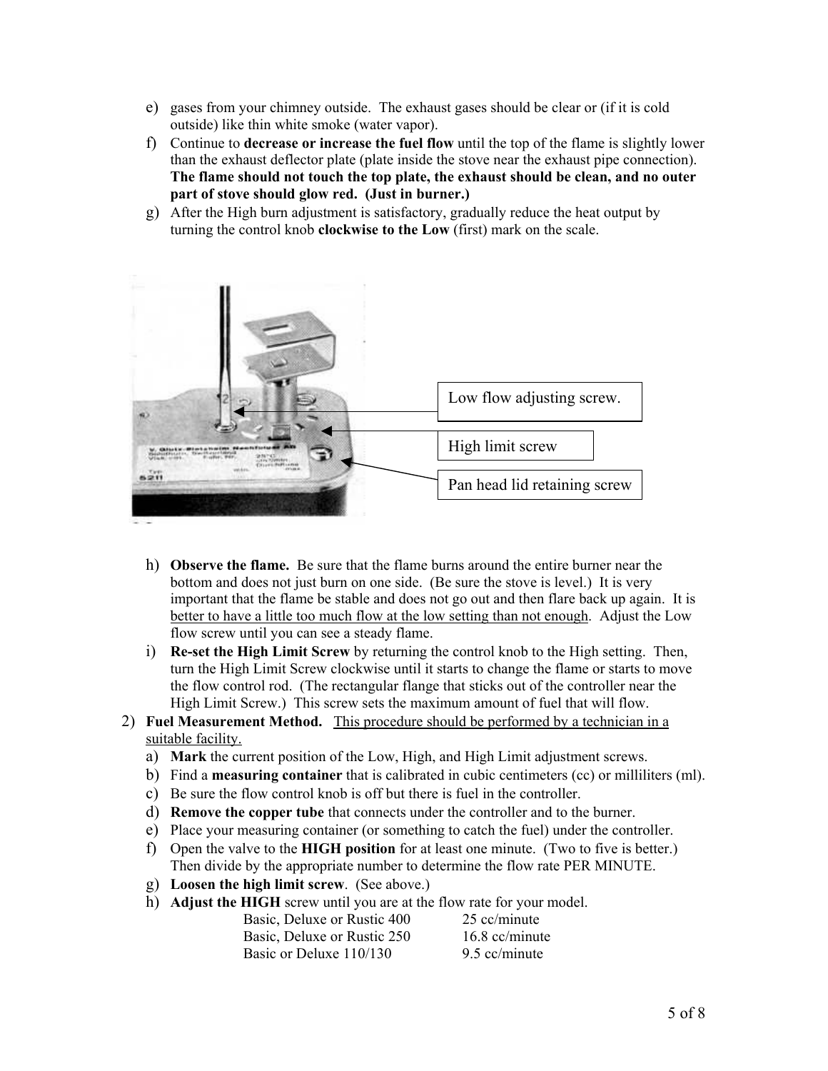e) gases from your chimney outside. The exhaust gases should be clear or (if it is cold outside) like thin white smoke (water vapor).

f) Continue to **decrease or increase the fuel flow** until the top of the flame is slightly lower than the exhaust deflector plate (plate inside the stove near the exhaust pipe connection). **The flame should not touch the top plate, the exhaust should be clean, and no outer part of stove should glow red. (Just in burner.)**

g) After the High burn adjustment is satisfactory, gradually reduce the heat output by turning the control knob **clockwise to the Low** (first) mark on the scale.

Low flow adjusting screw.

High limit screw

Pan head lid retaining screw

h) **Observe the flame.** Be sure that the flame burns around the entire burner near the bottom and does not just burn on one side. (Be sure the stove is level.) It is very important that the flame be stable and does not go out and then flare back up again. It is <u>better to have a little too much flow at the low setting than not enough</u>. Adjust the Low flow screw until you can see a steady flame.

i) **Re-set the High Limit Screw** by returning the control knob to the High setting. Then, turn the High Limit Screw clockwise until it starts to change the flame or starts to move the flow control rod. (The rectangular flange that sticks out of the controller near the High Limit Screw.) This screw sets the maximum amount of fuel that will flow.

2) **Fuel Measurement Method.** <u>This procedure should be performed by a technician in a suitable facility.</u>

   a) **Mark** the current position of the Low, High, and High Limit adjustment screws.
   b) Find a **measuring container** that is calibrated in cubic centimeters (cc) or milliliters (ml).
   c) Be sure the flow control knob is off but there is fuel in the controller.
   d) **Remove the copper tube** that connects under the controller and to the burner.
   e) Place your measuring container (or something to catch the fuel) under the controller.
   f) Open the valve to the **HIGH position** for at least one minute. (Two to five is better.) Then divide by the appropriate number to determine the flow rate PER MINUTE.
   g) **Loosen the high limit screw**. (See above.)
   h) **Adjust the HIGH** screw until you are at the flow rate for your model.

| | |
|---|---|
| Basic, Deluxe or Rustic 400 | 25 cc/minute |
| Basic, Deluxe or Rustic 250 | 16.8 cc/minute |
| Basic or Deluxe 110/130 | 9.5 cc/minute |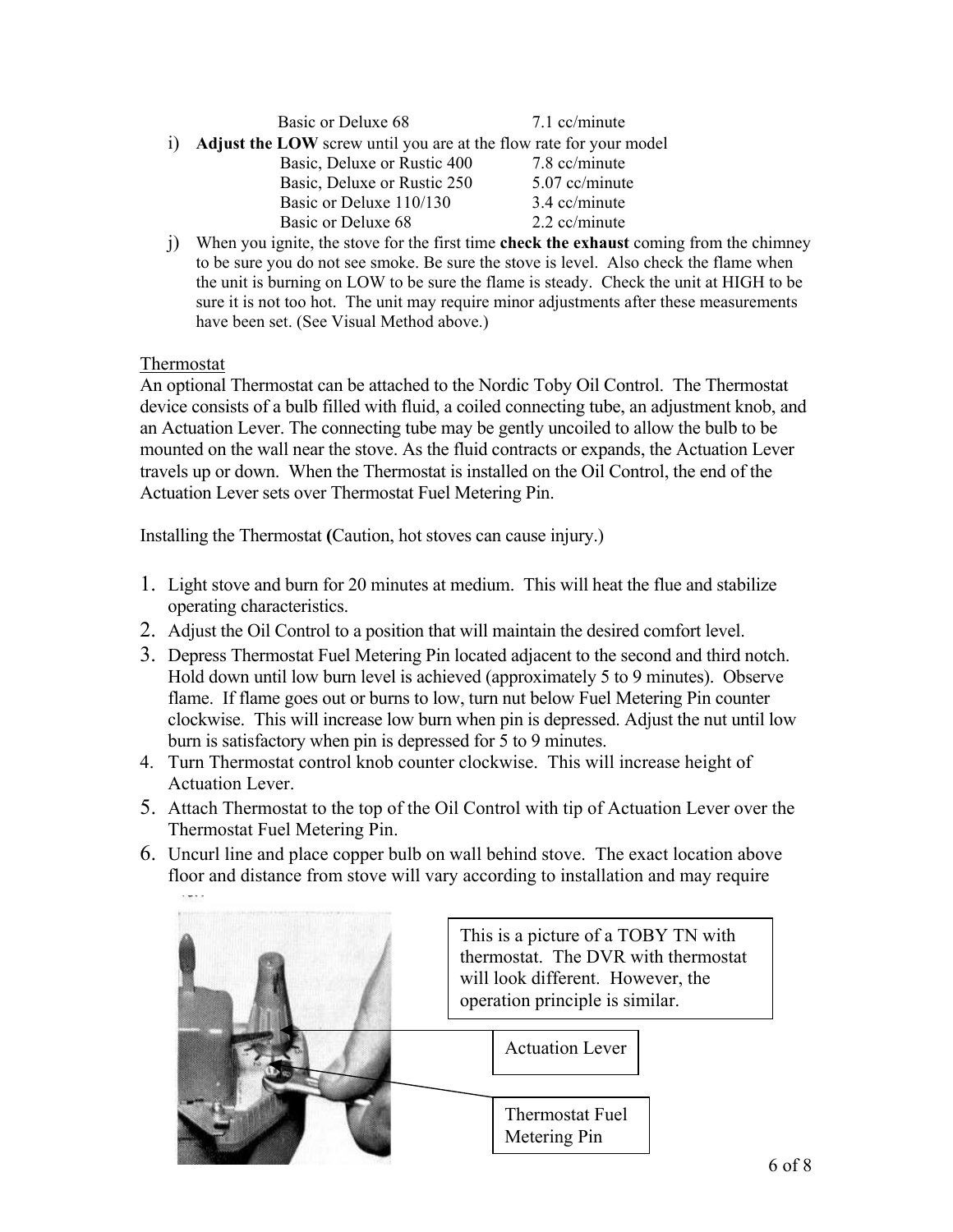| | |
|---|---|
| Basic or Deluxe 68 | 7.1 cc/minute |

i) **Adjust the LOW** screw until you are at the flow rate for your model

| | |
|---|---|
| Basic, Deluxe or Rustic 400 | 7.8 cc/minute |
| Basic, Deluxe or Rustic 250 | 5.07 cc/minute |
| Basic or Deluxe 110/130 | 3.4 cc/minute |
| Basic or Deluxe 68 | 2.2 cc/minute |

j) When you ignite, the stove for the first time **check the exhaust** coming from the chimney to be sure you do not see smoke. Be sure the stove is level. Also check the flame when the unit is burning on LOW to be sure the flame is steady. Check the unit at HIGH to be sure it is not too hot. The unit may require minor adjustments after these measurements have been set. (See Visual Method above.)

Thermostat

An optional Thermostat can be attached to the Nordic Toby Oil Control. The Thermostat device consists of a bulb filled with fluid, a coiled connecting tube, an adjustment knob, and an Actuation Lever. The connecting tube may be gently uncoiled to allow the bulb to be mounted on the wall near the stove. As the fluid contracts or expands, the Actuation Lever travels up or down. When the Thermostat is installed on the Oil Control, the end of the Actuation Lever sets over Thermostat Fuel Metering Pin.

Installing the Thermostat **(**Caution, hot stoves can cause injury.)

1. Light stove and burn for 20 minutes at medium. This will heat the flue and stabilize operating characteristics.
2. Adjust the Oil Control to a position that will maintain the desired comfort level.
3. Depress Thermostat Fuel Metering Pin located adjacent to the second and third notch. Hold down until low burn level is achieved (approximately 5 to 9 minutes). Observe flame. If flame goes out or burns to low, turn nut below Fuel Metering Pin counter clockwise. This will increase low burn when pin is depressed. Adjust the nut until low burn is satisfactory when pin is depressed for 5 to 9 minutes.
4. Turn Thermostat control knob counter clockwise. This will increase height of Actuation Lever.
5. Attach Thermostat to the top of the Oil Control with tip of Actuation Lever over the Thermostat Fuel Metering Pin.
6. Uncurl line and place copper bulb on wall behind stove. The exact location above floor and distance from stove will vary according to installation and may require

This is a picture of a TOBY TN with thermostat. The DVR with thermostat will look different. However, the operation principle is similar.

Actuation Lever

Thermostat Fuel Metering Pin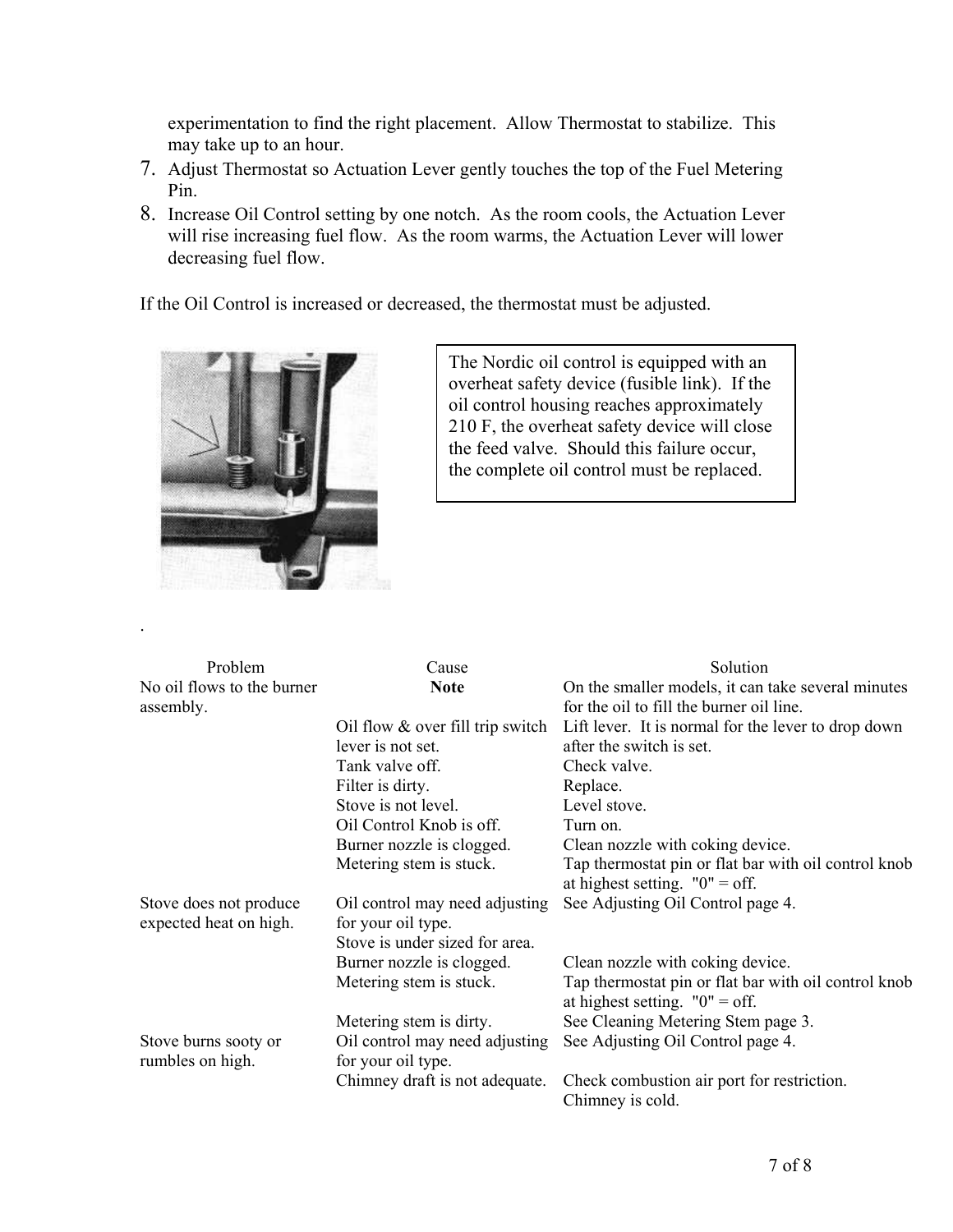experimentation to find the right placement. Allow Thermostat to stabilize. This may take up to an hour.

7. Adjust Thermostat so Actuation Lever gently touches the top of the Fuel Metering Pin.
8. Increase Oil Control setting by one notch. As the room cools, the Actuation Lever will rise increasing fuel flow. As the room warms, the Actuation Lever will lower decreasing fuel flow.

If the Oil Control is increased or decreased, the thermostat must be adjusted.

> The Nordic oil control is equipped with an overheat safety device (fusible link). If the oil control housing reaches approximately 210 F, the overheat safety device will close the feed valve. Should this failure occur, the complete oil control must be replaced.

.

| Problem | Cause | Solution |
|---|---|---|
| No oil flows to the burner assembly. | **Note** | On the smaller models, it can take several minutes for the oil to fill the burner oil line. |
| | Oil flow & over fill trip switch lever is not set. | Lift lever. It is normal for the lever to drop down after the switch is set. |
| | Tank valve off. | Check valve. |
| | Filter is dirty. | Replace. |
| | Stove is not level. | Level stove. |
| | Oil Control Knob is off. | Turn on. |
| | Burner nozzle is clogged. | Clean nozzle with coking device. |
| | Metering stem is stuck. | Tap thermostat pin or flat bar with oil control knob at highest setting. "0" = off. |
| Stove does not produce expected heat on high. | Oil control may need adjusting for your oil type. | See Adjusting Oil Control page 4. |
| | Stove is under sized for area. | |
| | Burner nozzle is clogged. | Clean nozzle with coking device. |
| | Metering stem is stuck. | Tap thermostat pin or flat bar with oil control knob at highest setting. "0" = off. |
| | Metering stem is dirty. | See Cleaning Metering Stem page 3. |
| Stove burns sooty or rumbles on high. | Oil control may need adjusting for your oil type. | See Adjusting Oil Control page 4. |
| | Chimney draft is not adequate. | Check combustion air port for restriction. Chimney is cold. |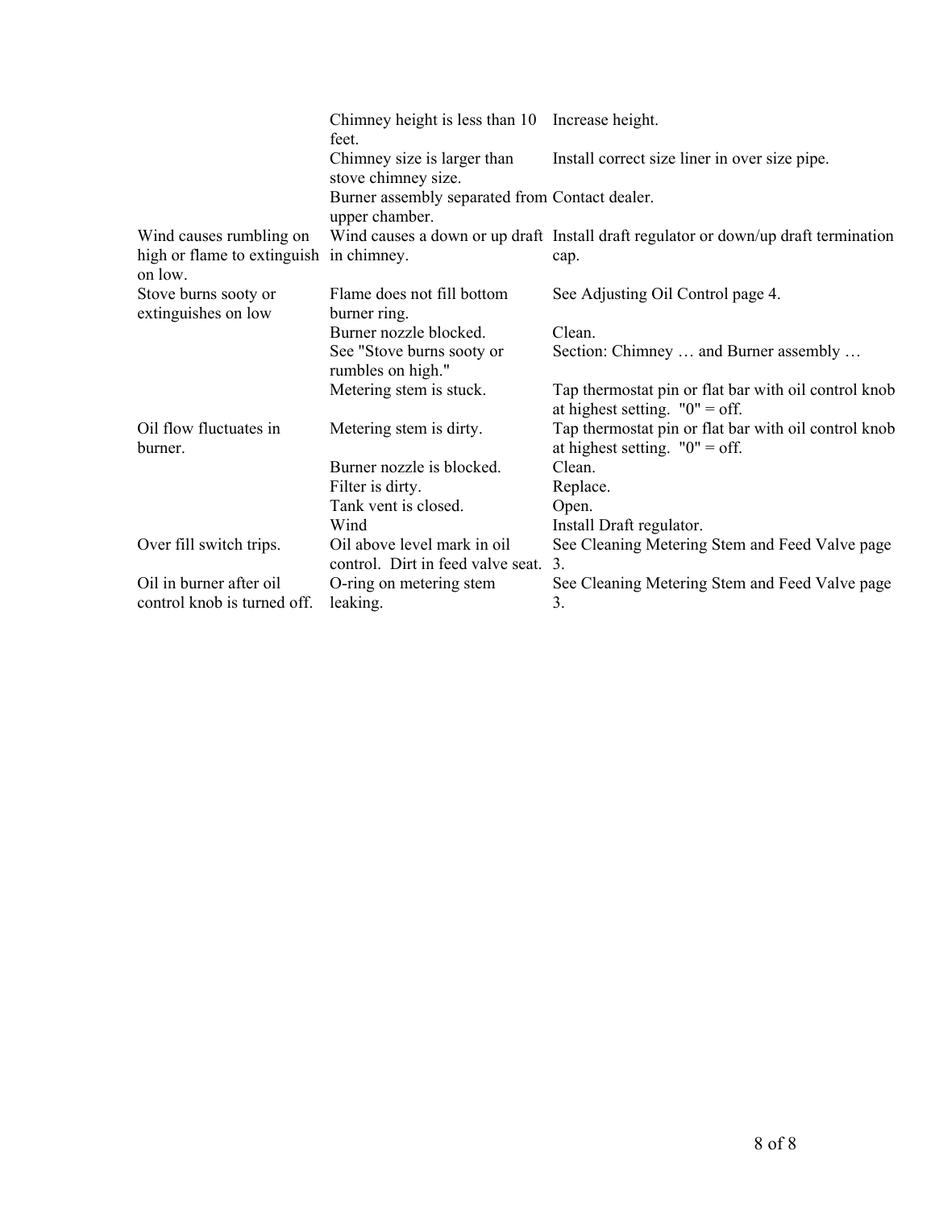| | | |
|---|---|---|
| | Chimney height is less than 10 feet. | Increase height. |
| | Chimney size is larger than stove chimney size. | Install correct size liner in over size pipe. |
| | Burner assembly separated from upper chamber. | Contact dealer. |
| Wind causes rumbling on high or flame to extinguish on low. | Wind causes a down or up draft in chimney. | Install draft regulator or down/up draft termination cap. |
| Stove burns sooty or extinguishes on low | Flame does not fill bottom burner ring. | See Adjusting Oil Control page 4. |
| | Burner nozzle blocked. | Clean. |
| | See "Stove burns sooty or rumbles on high." | Section: Chimney … and Burner assembly … |
| | Metering stem is stuck. | Tap thermostat pin or flat bar with oil control knob at highest setting. "0" = off. |
| Oil flow fluctuates in burner. | Metering stem is dirty. | Tap thermostat pin or flat bar with oil control knob at highest setting. "0" = off. |
| | Burner nozzle is blocked. | Clean. |
| | Filter is dirty. | Replace. |
| | Tank vent is closed. | Open. |
| | Wind | Install Draft regulator. |
| Over fill switch trips. | Oil above level mark in oil control. Dirt in feed valve seat. | See Cleaning Metering Stem and Feed Valve page 3. |
| Oil in burner after oil control knob is turned off. | O-ring on metering stem leaking. | See Cleaning Metering Stem and Feed Valve page 3. |